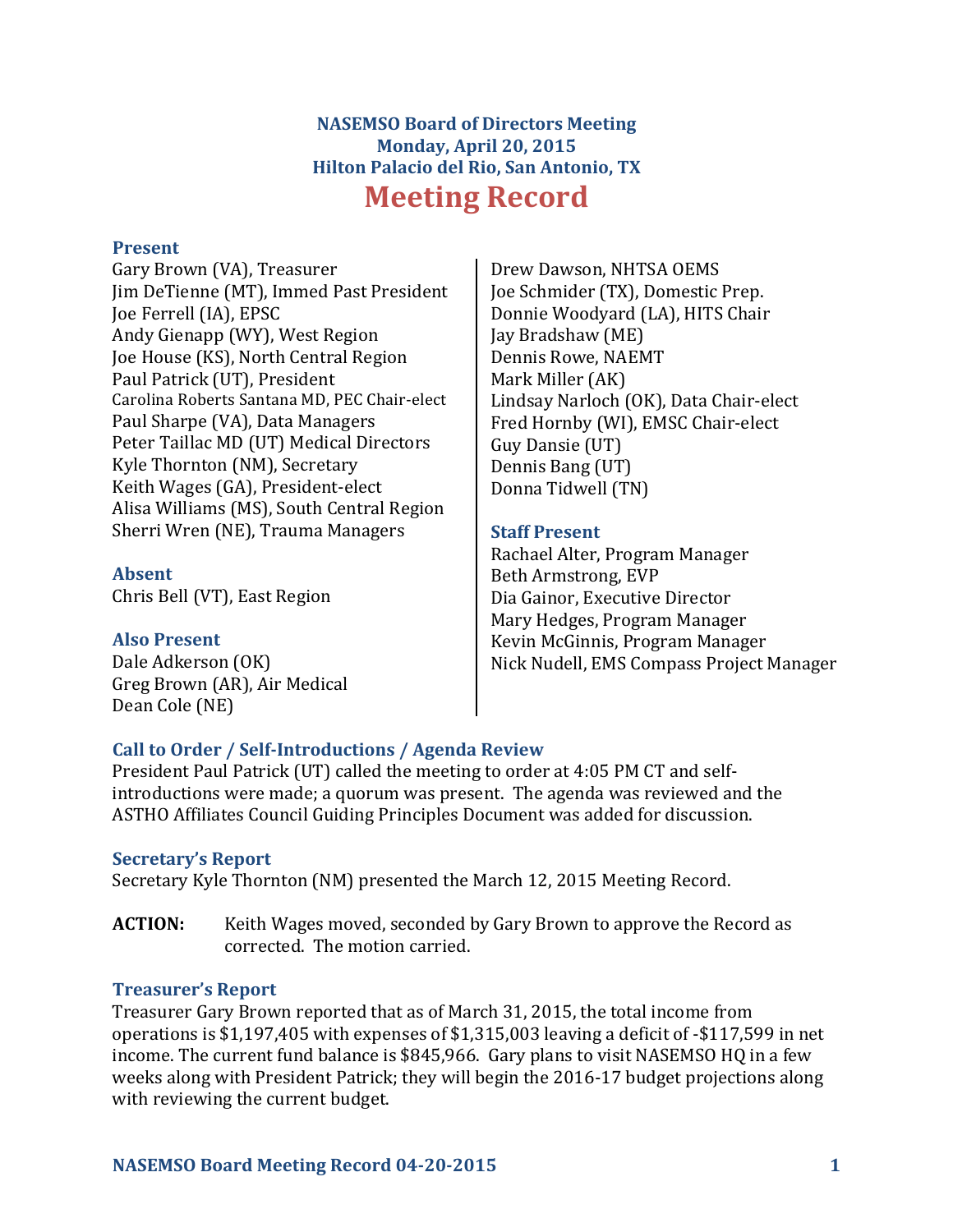# NASEMSO Board of Directors Meeting
## Monday, April 20, 2015
## Hilton Palacio del Rio, San Antonio, TX

# Meeting Record

### Present

Gary Brown (VA), Treasurer
Jim DeTienne (MT), Immed Past President
Joe Ferrell (IA), EPSC
Andy Gienapp (WY), West Region
Joe House (KS), North Central Region
Paul Patrick (UT), President
Carolina Roberts Santana MD, PEC Chair-elect
Paul Sharpe (VA), Data Managers
Peter Taillac MD (UT) Medical Directors
Kyle Thornton (NM), Secretary
Keith Wages (GA), President-elect
Alisa Williams (MS), South Central Region
Sherri Wren (NE), Trauma Managers

### Absent

Chris Bell (VT), East Region

### Also Present

Dale Adkerson (OK)
Greg Brown (AR), Air Medical
Dean Cole (NE)
Drew Dawson, NHTSA OEMS
Joe Schmider (TX), Domestic Prep.
Donnie Woodyard (LA), HITS Chair
Jay Bradshaw (ME)
Dennis Rowe, NAEMT
Mark Miller (AK)
Lindsay Narloch (OK), Data Chair-elect
Fred Hornby (WI), EMSC Chair-elect
Guy Dansie (UT)
Dennis Bang (UT)
Donna Tidwell (TN)

### Staff Present

Rachael Alter, Program Manager
Beth Armstrong, EVP
Dia Gainor, Executive Director
Mary Hedges, Program Manager
Kevin McGinnis, Program Manager
Nick Nudell, EMS Compass Project Manager

### Call to Order / Self-Introductions / Agenda Review

President Paul Patrick (UT) called the meeting to order at 4:05 PM CT and self-introductions were made; a quorum was present. The agenda was reviewed and the ASTHO Affiliates Council Guiding Principles Document was added for discussion.

### Secretary's Report

Secretary Kyle Thornton (NM) presented the March 12, 2015 Meeting Record.

**ACTION:** Keith Wages moved, seconded by Gary Brown to approve the Record as corrected. The motion carried.

### Treasurer's Report

Treasurer Gary Brown reported that as of March 31, 2015, the total income from operations is $1,197,405 with expenses of $1,315,003 leaving a deficit of -$117,599 in net income. The current fund balance is $845,966. Gary plans to visit NASEMSO HQ in a few weeks along with President Patrick; they will begin the 2016-17 budget projections along with reviewing the current budget.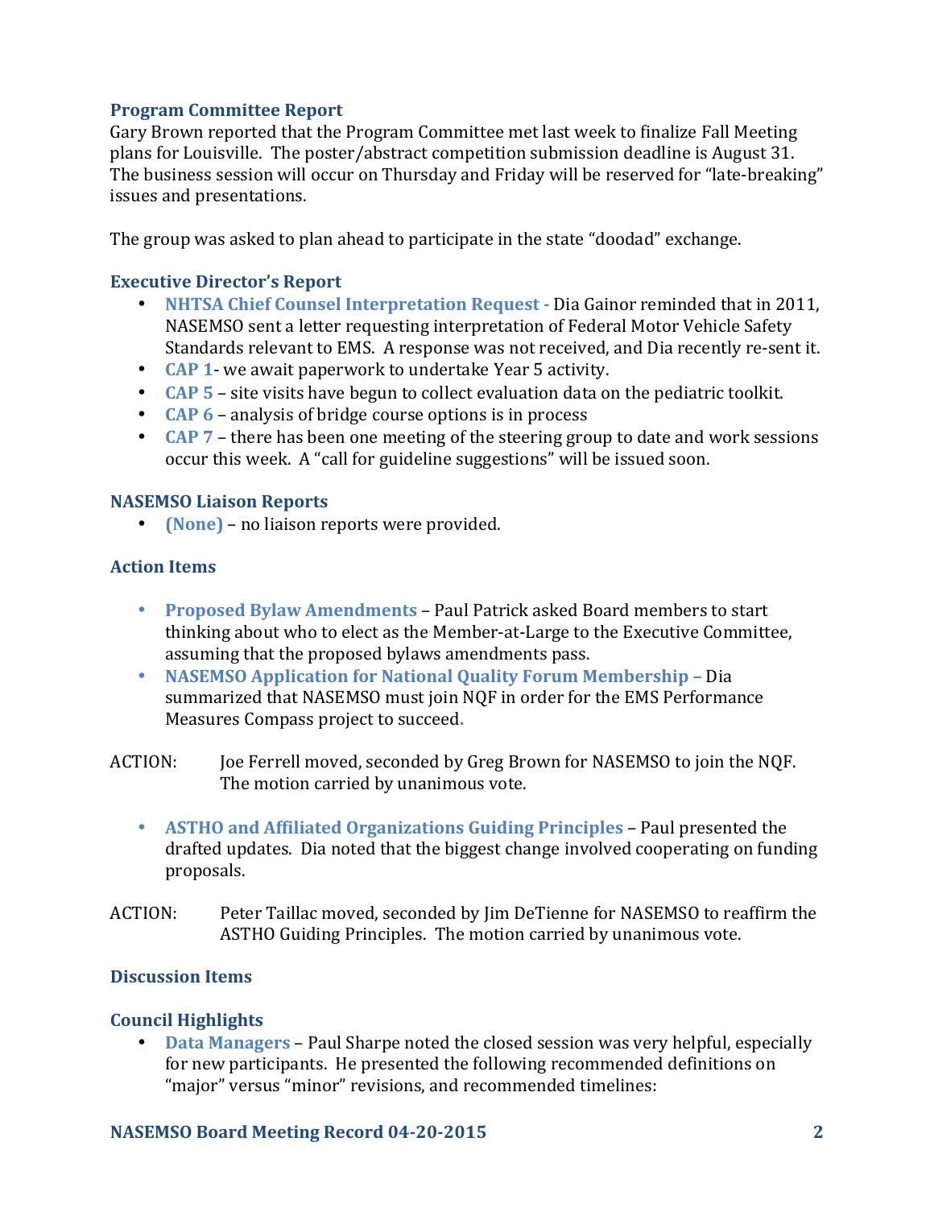### Program Committee Report

Gary Brown reported that the Program Committee met last week to finalize Fall Meeting plans for Louisville. The poster/abstract competition submission deadline is August 31. The business session will occur on Thursday and Friday will be reserved for "late-breaking" issues and presentations.

The group was asked to plan ahead to participate in the state "doodad" exchange.

### Executive Director's Report

- **NHTSA Chief Counsel Interpretation Request -** Dia Gainor reminded that in 2011, NASEMSO sent a letter requesting interpretation of Federal Motor Vehicle Safety Standards relevant to EMS. A response was not received, and Dia recently re-sent it.
- **CAP 1**- we await paperwork to undertake Year 5 activity.
- **CAP 5** – site visits have begun to collect evaluation data on the pediatric toolkit.
- **CAP 6** – analysis of bridge course options is in process
- **CAP 7** – there has been one meeting of the steering group to date and work sessions occur this week. A "call for guideline suggestions" will be issued soon.

### NASEMSO Liaison Reports

- **(None)** – no liaison reports were provided.

### Action Items

- **Proposed Bylaw Amendments** – Paul Patrick asked Board members to start thinking about who to elect as the Member-at-Large to the Executive Committee, assuming that the proposed bylaws amendments pass.
- **NASEMSO Application for National Quality Forum Membership –** Dia summarized that NASEMSO must join NQF in order for the EMS Performance Measures Compass project to succeed.

ACTION: Joe Ferrell moved, seconded by Greg Brown for NASEMSO to join the NQF. The motion carried by unanimous vote.

- **ASTHO and Affiliated Organizations Guiding Principles** – Paul presented the drafted updates. Dia noted that the biggest change involved cooperating on funding proposals.

ACTION: Peter Taillac moved, seconded by Jim DeTienne for NASEMSO to reaffirm the ASTHO Guiding Principles. The motion carried by unanimous vote.

### Discussion Items

### Council Highlights

- **Data Managers** – Paul Sharpe noted the closed session was very helpful, especially for new participants. He presented the following recommended definitions on "major" versus "minor" revisions, and recommended timelines: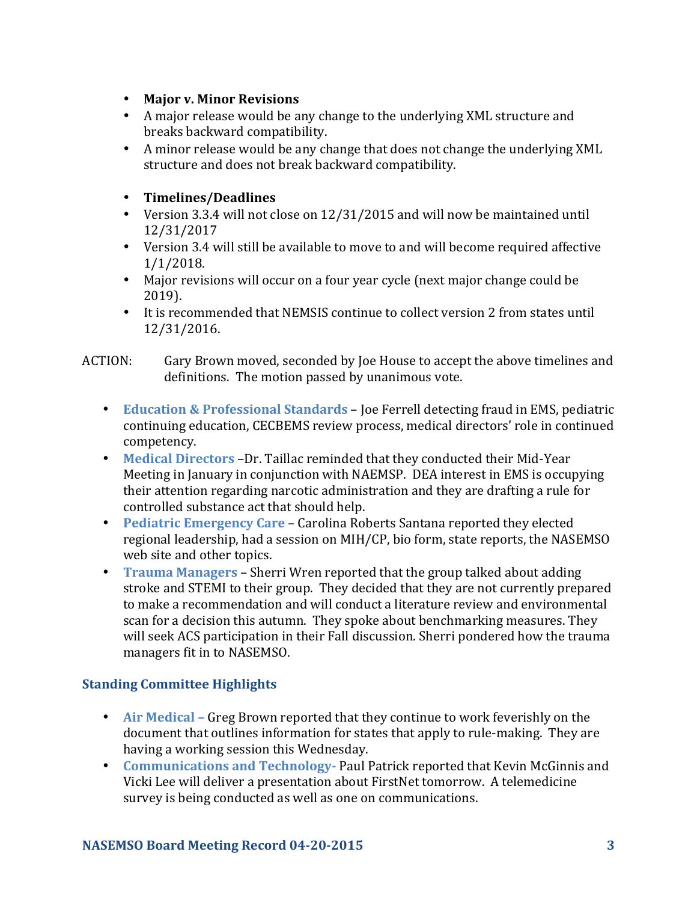- **Major v. Minor Revisions**
- A major release would be any change to the underlying XML structure and breaks backward compatibility.
- A minor release would be any change that does not change the underlying XML structure and does not break backward compatibility.

- **Timelines/Deadlines**
- Version 3.3.4 will not close on 12/31/2015 and will now be maintained until 12/31/2017
- Version 3.4 will still be available to move to and will become required affective 1/1/2018.
- Major revisions will occur on a four year cycle (next major change could be 2019).
- It is recommended that NEMSIS continue to collect version 2 from states until 12/31/2016.

ACTION: Gary Brown moved, seconded by Joe House to accept the above timelines and definitions. The motion passed by unanimous vote.

- **Education & Professional Standards** – Joe Ferrell detecting fraud in EMS, pediatric continuing education, CECBEMS review process, medical directors' role in continued competency.
- **Medical Directors** –Dr. Taillac reminded that they conducted their Mid-Year Meeting in January in conjunction with NAEMSP. DEA interest in EMS is occupying their attention regarding narcotic administration and they are drafting a rule for controlled substance act that should help.
- **Pediatric Emergency Care** – Carolina Roberts Santana reported they elected regional leadership, had a session on MIH/CP, bio form, state reports, the NASEMSO web site and other topics.
- **Trauma Managers** – Sherri Wren reported that the group talked about adding stroke and STEMI to their group. They decided that they are not currently prepared to make a recommendation and will conduct a literature review and environmental scan for a decision this autumn. They spoke about benchmarking measures. They will seek ACS participation in their Fall discussion. Sherri pondered how the trauma managers fit in to NASEMSO.

## Standing Committee Highlights

- **Air Medical** – Greg Brown reported that they continue to work feverishly on the document that outlines information for states that apply to rule-making. They are having a working session this Wednesday.
- **Communications and Technology**- Paul Patrick reported that Kevin McGinnis and Vicki Lee will deliver a presentation about FirstNet tomorrow. A telemedicine survey is being conducted as well as one on communications.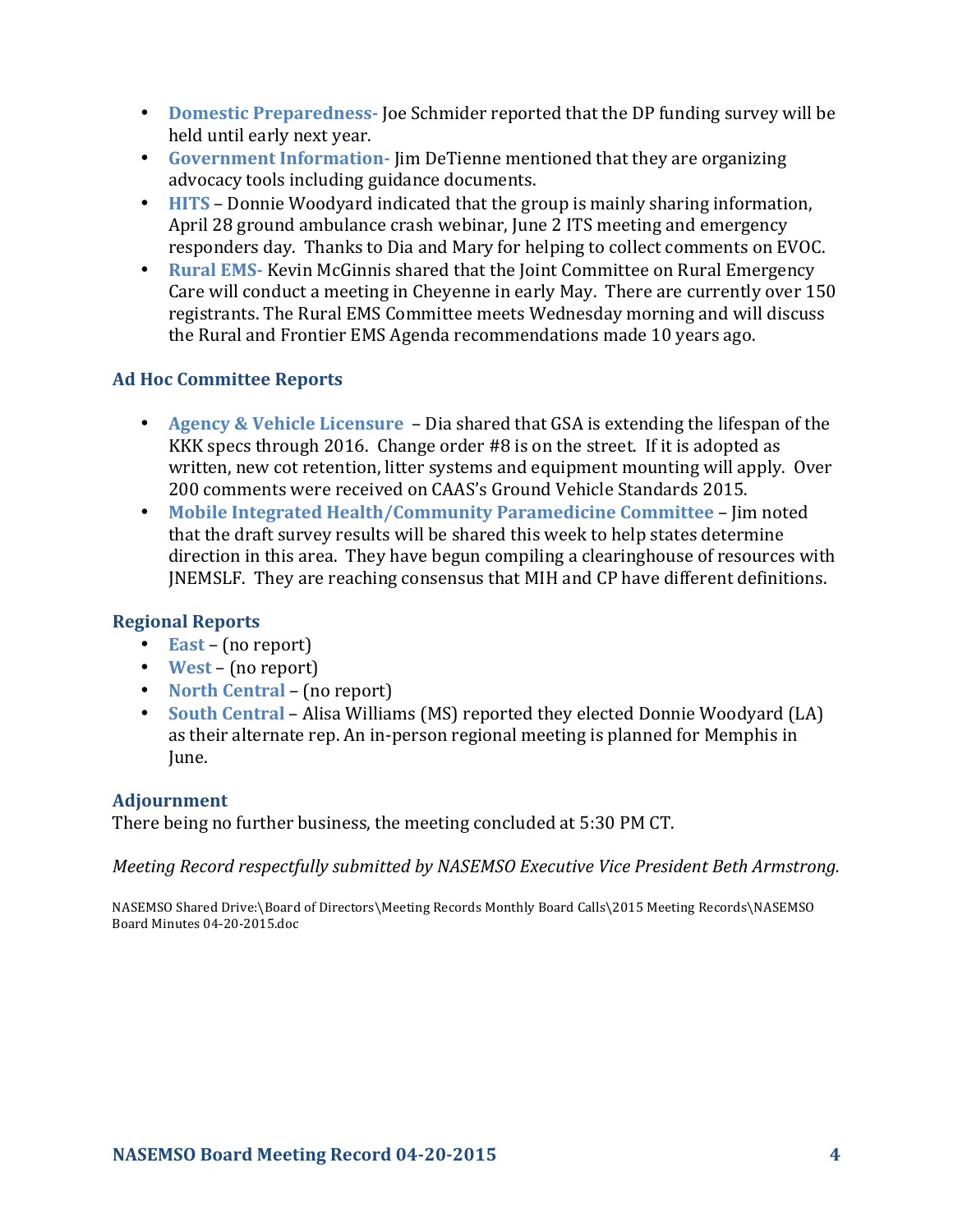- **Domestic Preparedness-** Joe Schmider reported that the DP funding survey will be held until early next year.
- **Government Information-** Jim DeTienne mentioned that they are organizing advocacy tools including guidance documents.
- **HITS** – Donnie Woodyard indicated that the group is mainly sharing information, April 28 ground ambulance crash webinar, June 2 ITS meeting and emergency responders day. Thanks to Dia and Mary for helping to collect comments on EVOC.
- **Rural EMS-** Kevin McGinnis shared that the Joint Committee on Rural Emergency Care will conduct a meeting in Cheyenne in early May. There are currently over 150 registrants. The Rural EMS Committee meets Wednesday morning and will discuss the Rural and Frontier EMS Agenda recommendations made 10 years ago.

## Ad Hoc Committee Reports

- **Agency & Vehicle Licensure** – Dia shared that GSA is extending the lifespan of the KKK specs through 2016. Change order #8 is on the street. If it is adopted as written, new cot retention, litter systems and equipment mounting will apply. Over 200 comments were received on CAAS's Ground Vehicle Standards 2015.
- **Mobile Integrated Health/Community Paramedicine Committee** – Jim noted that the draft survey results will be shared this week to help states determine direction in this area. They have begun compiling a clearinghouse of resources with JNEMSLF. They are reaching consensus that MIH and CP have different definitions.

## Regional Reports

- **East** – (no report)
- **West** – (no report)
- **North Central** – (no report)
- **South Central** – Alisa Williams (MS) reported they elected Donnie Woodyard (LA) as their alternate rep. An in-person regional meeting is planned for Memphis in June.

## Adjournment

There being no further business, the meeting concluded at 5:30 PM CT.

*Meeting Record respectfully submitted by NASEMSO Executive Vice President Beth Armstrong.*

NASEMSO Shared Drive:\Board of Directors\Meeting Records Monthly Board Calls\2015 Meeting Records\NASEMSO Board Minutes 04-20-2015.doc